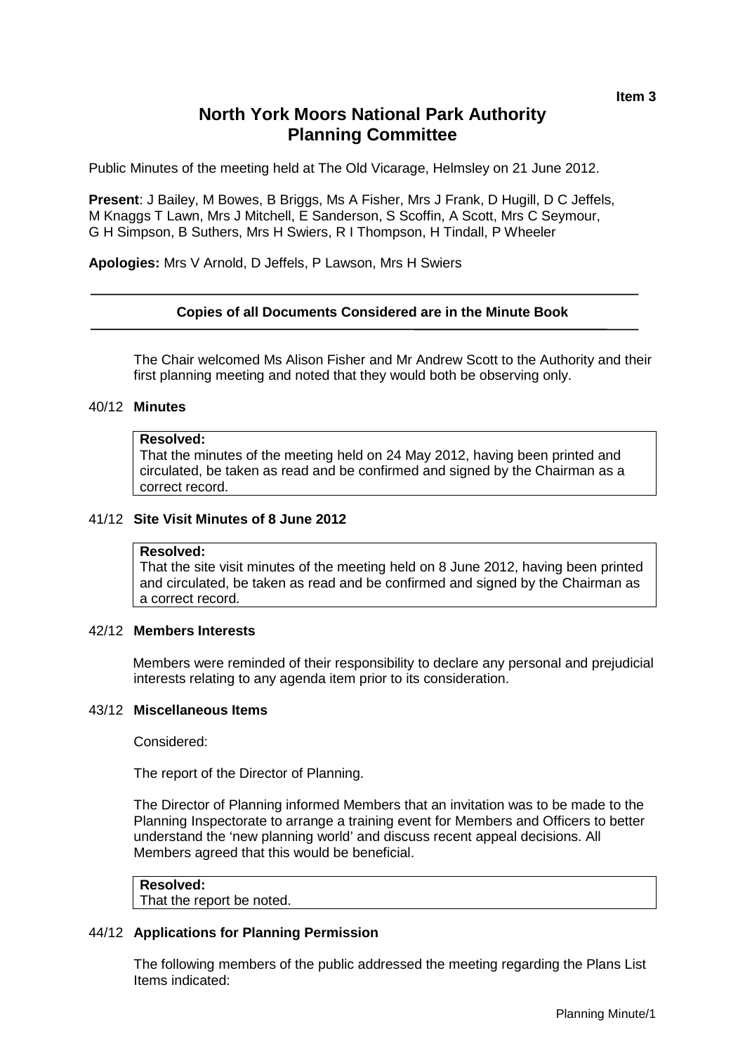**Item 3**

# North York Moors National Park Authority Planning Committee

Public Minutes of the meeting held at The Old Vicarage, Helmsley on 21 June 2012.

**Present**: J Bailey, M Bowes, B Briggs, Ms A Fisher, Mrs J Frank, D Hugill, D C Jeffels, M Knaggs T Lawn, Mrs J Mitchell, E Sanderson, S Scoffin, A Scott, Mrs C Seymour, G H Simpson, B Suthers, Mrs H Swiers, R I Thompson, H Tindall, P Wheeler

**Apologies:** Mrs V Arnold, D Jeffels, P Lawson, Mrs H Swiers

---

**Copies of all Documents Considered are in the Minute Book**

---

The Chair welcomed Ms Alison Fisher and Mr Andrew Scott to the Authority and their first planning meeting and noted that they would both be observing only.

### 40/12 Minutes

**Resolved:**
That the minutes of the meeting held on 24 May 2012, having been printed and circulated, be taken as read and be confirmed and signed by the Chairman as a correct record.

### 41/12 Site Visit Minutes of 8 June 2012

**Resolved:**
That the site visit minutes of the meeting held on 8 June 2012, having been printed and circulated, be taken as read and be confirmed and signed by the Chairman as a correct record.

### 42/12 Members Interests

Members were reminded of their responsibility to declare any personal and prejudicial interests relating to any agenda item prior to its consideration.

### 43/12 Miscellaneous Items

Considered:

The report of the Director of Planning.

The Director of Planning informed Members that an invitation was to be made to the Planning Inspectorate to arrange a training event for Members and Officers to better understand the 'new planning world' and discuss recent appeal decisions. All Members agreed that this would be beneficial.

**Resolved:**
That the report be noted.

### 44/12 Applications for Planning Permission

The following members of the public addressed the meeting regarding the Plans List Items indicated: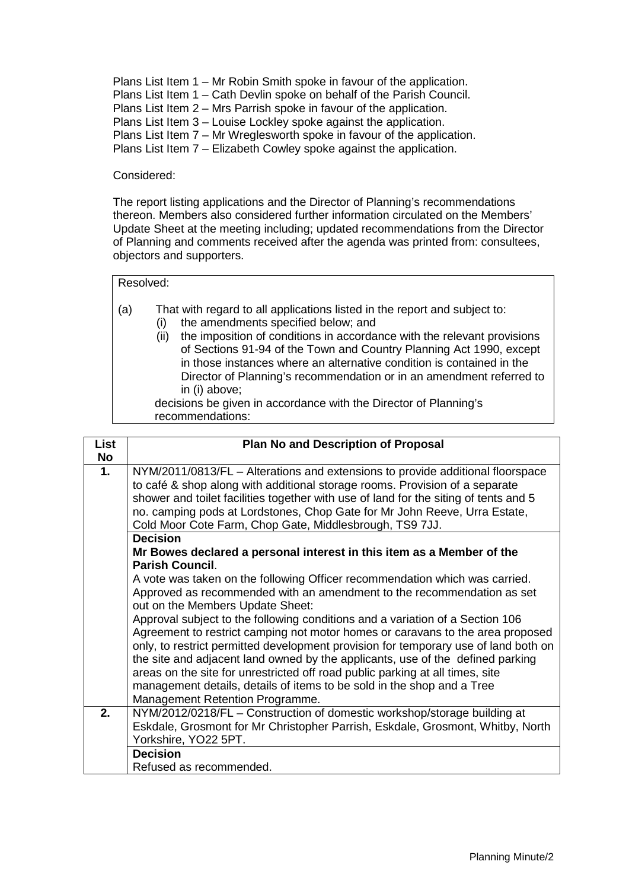Plans List Item 1 – Mr Robin Smith spoke in favour of the application.
Plans List Item 1 – Cath Devlin spoke on behalf of the Parish Council.
Plans List Item 2 – Mrs Parrish spoke in favour of the application.
Plans List Item 3 – Louise Lockley spoke against the application.
Plans List Item 7 – Mr Wreglesworth spoke in favour of the application.
Plans List Item 7 – Elizabeth Cowley spoke against the application.

Considered:

The report listing applications and the Director of Planning's recommendations thereon. Members also considered further information circulated on the Members' Update Sheet at the meeting including; updated recommendations from the Director of Planning and comments received after the agenda was printed from: consultees, objectors and supporters.

Resolved:

(a) That with regard to all applications listed in the report and subject to:
   (i) the amendments specified below; and
   (ii) the imposition of conditions in accordance with the relevant provisions of Sections 91-94 of the Town and Country Planning Act 1990, except in those instances where an alternative condition is contained in the Director of Planning's recommendation or in an amendment referred to in (i) above;

   decisions be given in accordance with the Director of Planning's recommendations:

| List No | Plan No and Description of Proposal |
|---|---|
| **1.** | NYM/2011/0813/FL – Alterations and extensions to provide additional floorspace to café & shop along with additional storage rooms. Provision of a separate shower and toilet facilities together with use of land for the siting of tents and 5 no. camping pods at Lordstones, Chop Gate for Mr John Reeve, Urra Estate, Cold Moor Cote Farm, Chop Gate, Middlesbrough, TS9 7JJ. |
| | **Decision**<br>**Mr Bowes declared a personal interest in this item as a Member of the Parish Council**.<br>A vote was taken on the following Officer recommendation which was carried.<br>Approved as recommended with an amendment to the recommendation as set out on the Members Update Sheet:<br>Approval subject to the following conditions and a variation of a Section 106 Agreement to restrict camping not motor homes or caravans to the area proposed only, to restrict permitted development provision for temporary use of land both on the site and adjacent land owned by the applicants, use of the defined parking areas on the site for unrestricted off road public parking at all times, site management details, details of items to be sold in the shop and a Tree Management Retention Programme. |
| **2.** | NYM/2012/0218/FL – Construction of domestic workshop/storage building at Eskdale, Grosmont for Mr Christopher Parrish, Eskdale, Grosmont, Whitby, North Yorkshire, YO22 5PT. |
| | **Decision**<br>Refused as recommended. |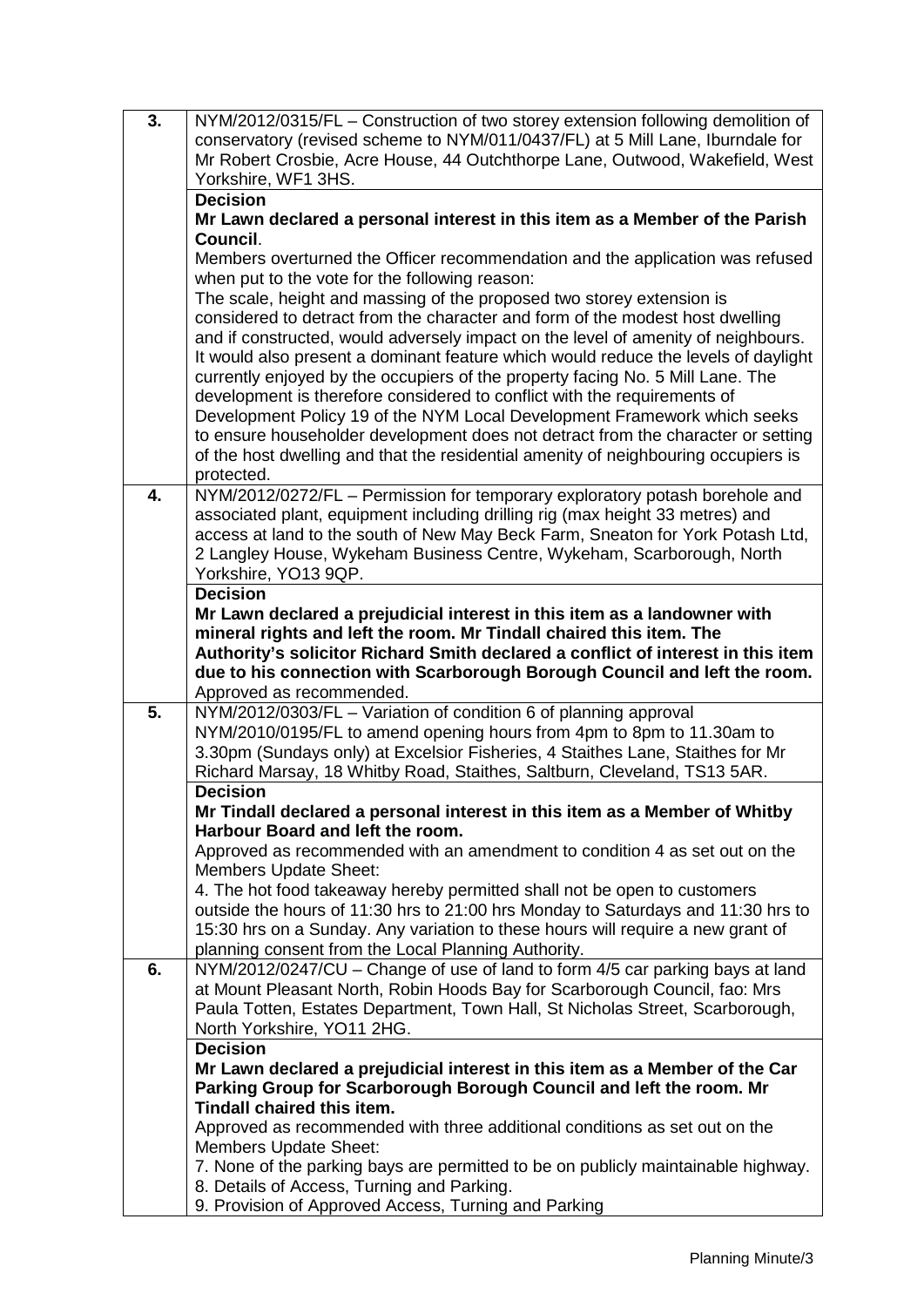| | |
|---|---|
| **3.** | NYM/2012/0315/FL – Construction of two storey extension following demolition of conservatory (revised scheme to NYM/011/0437/FL) at 5 Mill Lane, Iburndale for Mr Robert Crosbie, Acre House, 44 Outchthorpe Lane, Outwood, Wakefield, West Yorkshire, WF1 3HS. |
| | **Decision**<br>**Mr Lawn declared a personal interest in this item as a Member of the Parish Council**.<br>Members overturned the Officer recommendation and the application was refused when put to the vote for the following reason:<br>The scale, height and massing of the proposed two storey extension is considered to detract from the character and form of the modest host dwelling and if constructed, would adversely impact on the level of amenity of neighbours. It would also present a dominant feature which would reduce the levels of daylight currently enjoyed by the occupiers of the property facing No. 5 Mill Lane. The development is therefore considered to conflict with the requirements of Development Policy 19 of the NYM Local Development Framework which seeks to ensure householder development does not detract from the character or setting of the host dwelling and that the residential amenity of neighbouring occupiers is protected. |
| **4.** | NYM/2012/0272/FL – Permission for temporary exploratory potash borehole and associated plant, equipment including drilling rig (max height 33 metres) and access at land to the south of New May Beck Farm, Sneaton for York Potash Ltd, 2 Langley House, Wykeham Business Centre, Wykeham, Scarborough, North Yorkshire, YO13 9QP. |
| | **Decision**<br>**Mr Lawn declared a prejudicial interest in this item as a landowner with mineral rights and left the room. Mr Tindall chaired this item. The Authority's solicitor Richard Smith declared a conflict of interest in this item due to his connection with Scarborough Borough Council and left the room.**<br>Approved as recommended. |
| **5.** | NYM/2012/0303/FL – Variation of condition 6 of planning approval NYM/2010/0195/FL to amend opening hours from 4pm to 8pm to 11.30am to 3.30pm (Sundays only) at Excelsior Fisheries, 4 Staithes Lane, Staithes for Mr Richard Marsay, 18 Whitby Road, Staithes, Saltburn, Cleveland, TS13 5AR. |
| | **Decision**<br>**Mr Tindall declared a personal interest in this item as a Member of Whitby Harbour Board and left the room.**<br>Approved as recommended with an amendment to condition 4 as set out on the Members Update Sheet:<br>4. The hot food takeaway hereby permitted shall not be open to customers outside the hours of 11:30 hrs to 21:00 hrs Monday to Saturdays and 11:30 hrs to 15:30 hrs on a Sunday. Any variation to these hours will require a new grant of planning consent from the Local Planning Authority. |
| **6.** | NYM/2012/0247/CU – Change of use of land to form 4/5 car parking bays at land at Mount Pleasant North, Robin Hoods Bay for Scarborough Council, fao: Mrs Paula Totten, Estates Department, Town Hall, St Nicholas Street, Scarborough, North Yorkshire, YO11 2HG. |
| | **Decision**<br>**Mr Lawn declared a prejudicial interest in this item as a Member of the Car Parking Group for Scarborough Borough Council and left the room. Mr Tindall chaired this item.**<br>Approved as recommended with three additional conditions as set out on the Members Update Sheet:<br>7. None of the parking bays are permitted to be on publicly maintainable highway.<br>8. Details of Access, Turning and Parking.<br>9. Provision of Approved Access, Turning and Parking |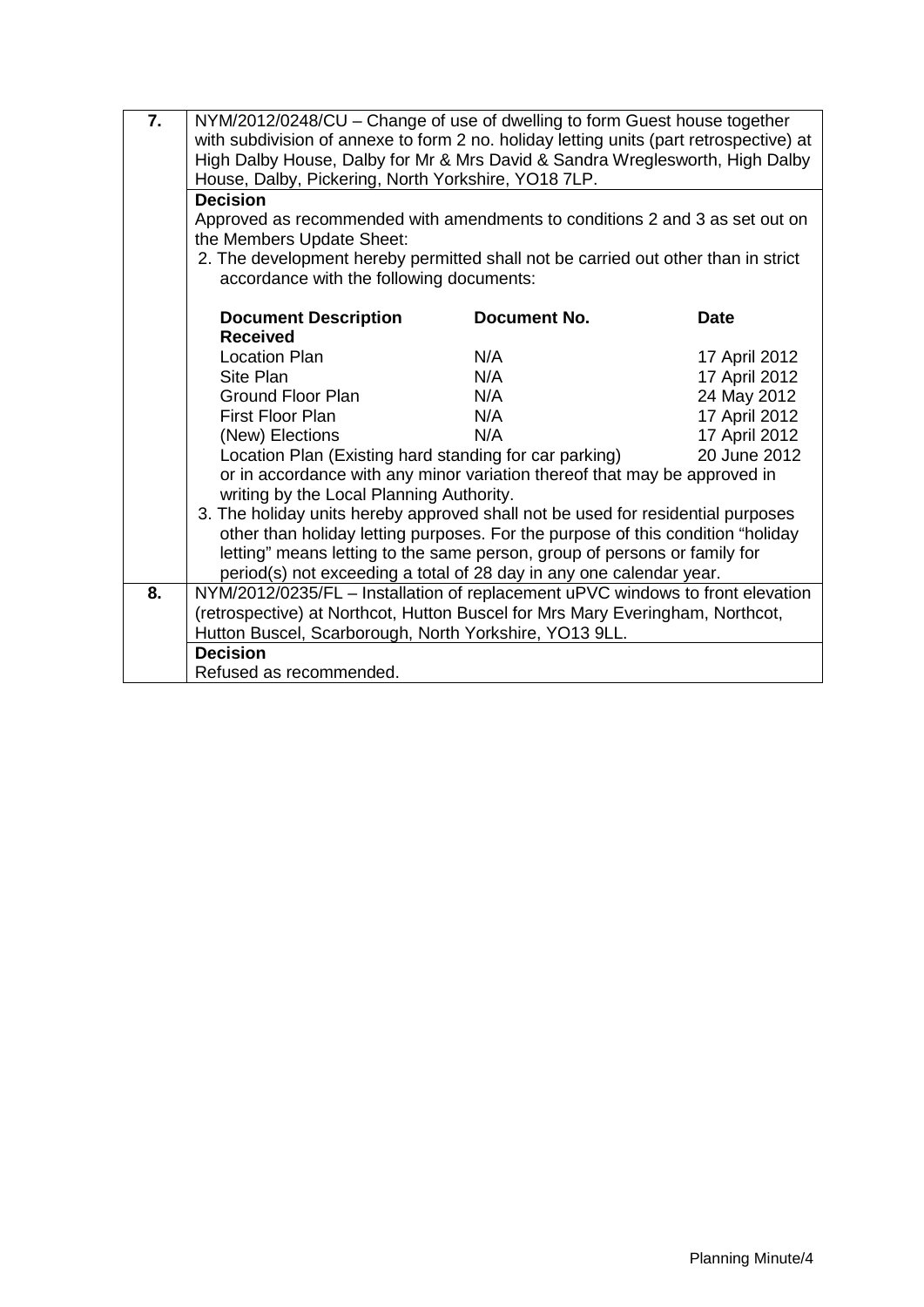| | |
|---|---|
| **7.** | NYM/2012/0248/CU – Change of use of dwelling to form Guest house together with subdivision of annexe to form 2 no. holiday letting units (part retrospective) at High Dalby House, Dalby for Mr & Mrs David & Sandra Wreglesworth, High Dalby House, Dalby, Pickering, North Yorkshire, YO18 7LP. |
| | **Decision**<br>Approved as recommended with amendments to conditions 2 and 3 as set out on the Members Update Sheet:<br>2. The development hereby permitted shall not be carried out other than in strict accordance with the following documents:<br><br>**Document Description** / **Document No.** / **Date Received**<br>Location Plan / N/A / 17 April 2012<br>Site Plan / N/A / 17 April 2012<br>Ground Floor Plan / N/A / 24 May 2012<br>First Floor Plan / N/A / 17 April 2012<br>(New) Elections / N/A / 17 April 2012<br>Location Plan (Existing hard standing for car parking) / 20 June 2012<br>or in accordance with any minor variation thereof that may be approved in writing by the Local Planning Authority.<br>3. The holiday units hereby approved shall not be used for residential purposes other than holiday letting purposes. For the purpose of this condition "holiday letting" means letting to the same person, group of persons or family for period(s) not exceeding a total of 28 day in any one calendar year. |
| **8.** | NYM/2012/0235/FL – Installation of replacement uPVC windows to front elevation (retrospective) at Northcot, Hutton Buscel for Mrs Mary Everingham, Northcot, Hutton Buscel, Scarborough, North Yorkshire, YO13 9LL. |
| | **Decision**<br>Refused as recommended. |